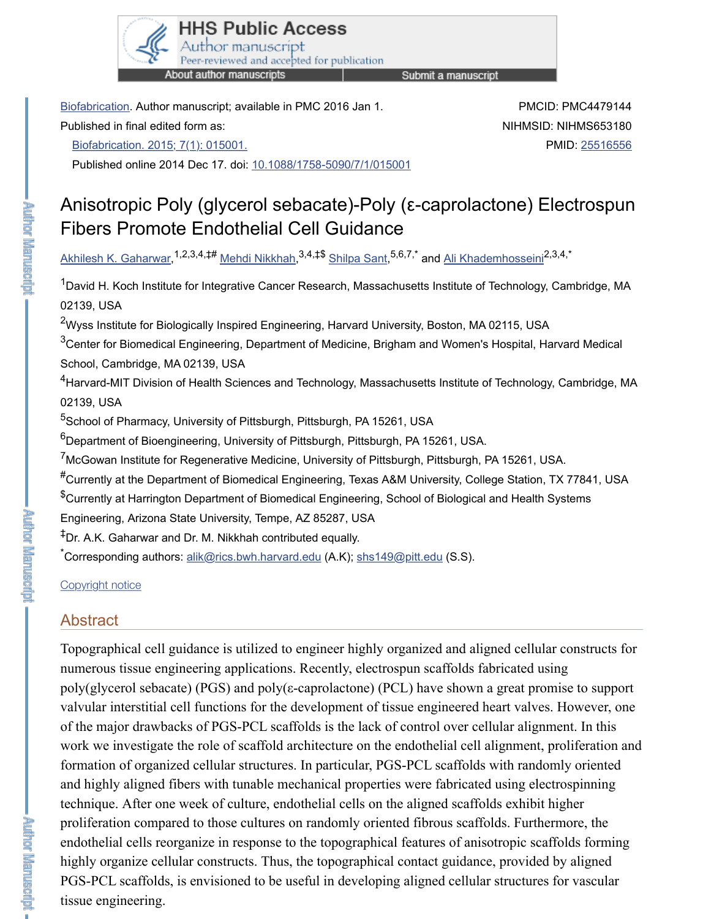Biofabrication. Author manuscript; available in PMC 2016 Jan 1.

Published in final edited form as:

Biofabrication. 2015; 7(1): 015001.

Published online 2014 Dec 17. doi: 10.1088/1758-5090/7/1/015001

PMCID: PMC4479144

NIHMSID: NIHMS653180

PMID: 25516556

# Anisotropic Poly (glycerol sebacate)-Poly (ε-caprolactone) Electrospun Fibers Promote Endothelial Cell Guidance

Akhilesh K. Gaharwar,[1,2,3,4,‡#] Mehdi Nikkhah,[3,4,‡$] Shilpa Sant,[5,6,7,*] and Ali Khademhosseini[2,3,4,*]

[1]David H. Koch Institute for Integrative Cancer Research, Massachusetts Institute of Technology, Cambridge, MA 02139, USA

[2]Wyss Institute for Biologically Inspired Engineering, Harvard University, Boston, MA 02115, USA

[3]Center for Biomedical Engineering, Department of Medicine, Brigham and Women's Hospital, Harvard Medical School, Cambridge, MA 02139, USA

[4]Harvard-MIT Division of Health Sciences and Technology, Massachusetts Institute of Technology, Cambridge, MA 02139, USA

[5]School of Pharmacy, University of Pittsburgh, Pittsburgh, PA 15261, USA

[6]Department of Bioengineering, University of Pittsburgh, Pittsburgh, PA 15261, USA.

[7]McGowan Institute for Regenerative Medicine, University of Pittsburgh, Pittsburgh, PA 15261, USA.

[#]Currently at the Department of Biomedical Engineering, Texas A&M University, College Station, TX 77841, USA

[$]Currently at Harrington Department of Biomedical Engineering, School of Biological and Health Systems Engineering, Arizona State University, Tempe, AZ 85287, USA

[‡]Dr. A.K. Gaharwar and Dr. M. Nikkhah contributed equally.

[*]Corresponding authors: alik@rics.bwh.harvard.edu (A.K); shs149@pitt.edu (S.S).

Copyright notice

## Abstract

Topographical cell guidance is utilized to engineer highly organized and aligned cellular constructs for numerous tissue engineering applications. Recently, electrospun scaffolds fabricated using poly(glycerol sebacate) (PGS) and poly(ε-caprolactone) (PCL) have shown a great promise to support valvular interstitial cell functions for the development of tissue engineered heart valves. However, one of the major drawbacks of PGS-PCL scaffolds is the lack of control over cellular alignment. In this work we investigate the role of scaffold architecture on the endothelial cell alignment, proliferation and formation of organized cellular structures. In particular, PGS-PCL scaffolds with randomly oriented and highly aligned fibers with tunable mechanical properties were fabricated using electrospinning technique. After one week of culture, endothelial cells on the aligned scaffolds exhibit higher proliferation compared to those cultures on randomly oriented fibrous scaffolds. Furthermore, the endothelial cells reorganize in response to the topographical features of anisotropic scaffolds forming highly organize cellular constructs. Thus, the topographical contact guidance, provided by aligned PGS-PCL scaffolds, is envisioned to be useful in developing aligned cellular structures for vascular tissue engineering.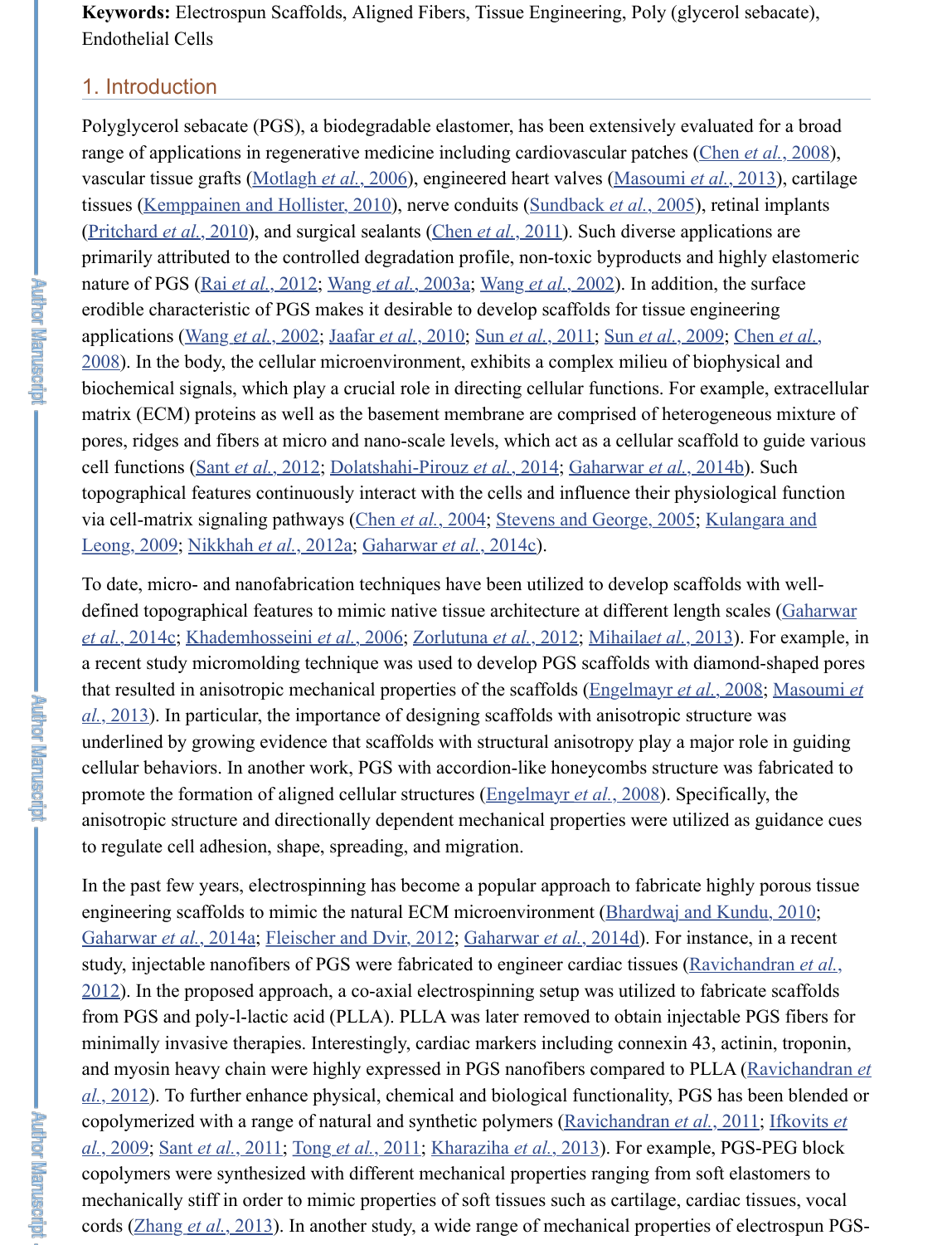**Keywords:** Electrospun Scaffolds, Aligned Fibers, Tissue Engineering, Poly (glycerol sebacate), Endothelial Cells

## 1. Introduction

Polyglycerol sebacate (PGS), a biodegradable elastomer, has been extensively evaluated for a broad range of applications in regenerative medicine including cardiovascular patches (Chen *et al.*, 2008), vascular tissue grafts (Motlagh *et al.*, 2006), engineered heart valves (Masoumi *et al.*, 2013), cartilage tissues (Kemppainen and Hollister, 2010), nerve conduits (Sundback *et al.*, 2005), retinal implants (Pritchard *et al.*, 2010), and surgical sealants (Chen *et al.*, 2011). Such diverse applications are primarily attributed to the controlled degradation profile, non-toxic byproducts and highly elastomeric nature of PGS (Rai *et al.*, 2012; Wang *et al.*, 2003a; Wang *et al.*, 2002). In addition, the surface erodible characteristic of PGS makes it desirable to develop scaffolds for tissue engineering applications (Wang *et al.*, 2002; Jaafar *et al.*, 2010; Sun *et al.*, 2011; Sun *et al.*, 2009; Chen *et al.*, 2008). In the body, the cellular microenvironment, exhibits a complex milieu of biophysical and biochemical signals, which play a crucial role in directing cellular functions. For example, extracellular matrix (ECM) proteins as well as the basement membrane are comprised of heterogeneous mixture of pores, ridges and fibers at micro and nano-scale levels, which act as a cellular scaffold to guide various cell functions (Sant *et al.*, 2012; Dolatshahi-Pirouz *et al.*, 2014; Gaharwar *et al.*, 2014b). Such topographical features continuously interact with the cells and influence their physiological function via cell-matrix signaling pathways (Chen *et al.*, 2004; Stevens and George, 2005; Kulangara and Leong, 2009; Nikkhah *et al.*, 2012a; Gaharwar *et al.*, 2014c).

To date, micro- and nanofabrication techniques have been utilized to develop scaffolds with well-defined topographical features to mimic native tissue architecture at different length scales (Gaharwar *et al.*, 2014c; Khademhosseini *et al.*, 2006; Zorlutuna *et al.*, 2012; Mihaila*et al.*, 2013). For example, in a recent study micromolding technique was used to develop PGS scaffolds with diamond-shaped pores that resulted in anisotropic mechanical properties of the scaffolds (Engelmayr *et al.*, 2008; Masoumi *et al.*, 2013). In particular, the importance of designing scaffolds with anisotropic structure was underlined by growing evidence that scaffolds with structural anisotropy play a major role in guiding cellular behaviors. In another work, PGS with accordion-like honeycombs structure was fabricated to promote the formation of aligned cellular structures (Engelmayr *et al.*, 2008). Specifically, the anisotropic structure and directionally dependent mechanical properties were utilized as guidance cues to regulate cell adhesion, shape, spreading, and migration.

In the past few years, electrospinning has become a popular approach to fabricate highly porous tissue engineering scaffolds to mimic the natural ECM microenvironment (Bhardwaj and Kundu, 2010; Gaharwar *et al.*, 2014a; Fleischer and Dvir, 2012; Gaharwar *et al.*, 2014d). For instance, in a recent study, injectable nanofibers of PGS were fabricated to engineer cardiac tissues (Ravichandran *et al.*, 2012). In the proposed approach, a co-axial electrospinning setup was utilized to fabricate scaffolds from PGS and poly-l-lactic acid (PLLA). PLLA was later removed to obtain injectable PGS fibers for minimally invasive therapies. Interestingly, cardiac markers including connexin 43, actinin, troponin, and myosin heavy chain were highly expressed in PGS nanofibers compared to PLLA (Ravichandran *et al.*, 2012). To further enhance physical, chemical and biological functionality, PGS has been blended or copolymerized with a range of natural and synthetic polymers (Ravichandran *et al.*, 2011; Ifkovits *et al.*, 2009; Sant *et al.*, 2011; Tong *et al.*, 2011; Kharaziha *et al.*, 2013). For example, PGS-PEG block copolymers were synthesized with different mechanical properties ranging from soft elastomers to mechanically stiff in order to mimic properties of soft tissues such as cartilage, cardiac tissues, vocal cords (Zhang *et al.*, 2013). In another study, a wide range of mechanical properties of electrospun PGS-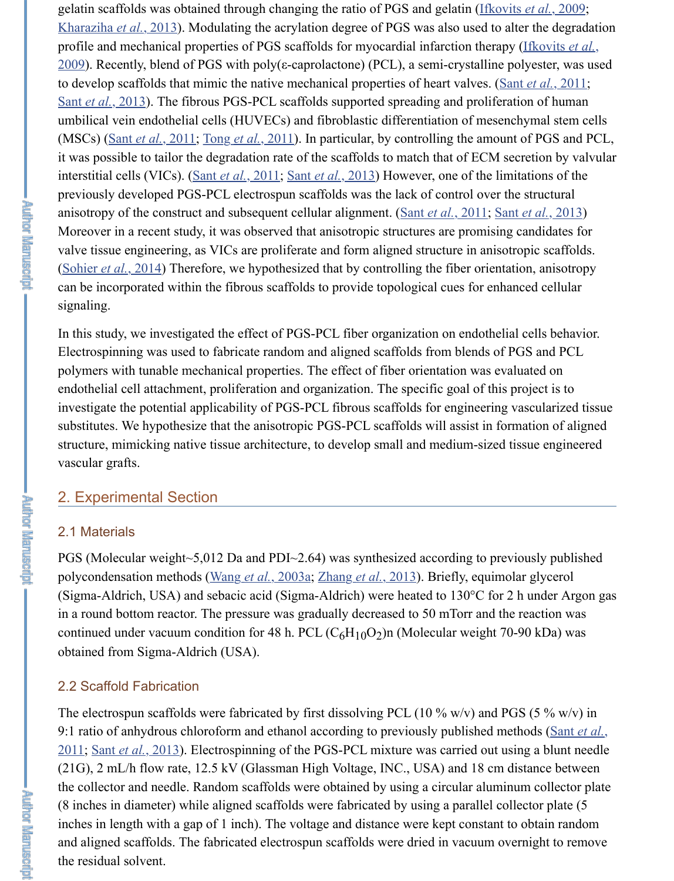gelatin scaffolds was obtained through changing the ratio of PGS and gelatin (Ifkovits *et al.*, 2009; Kharaziha *et al.*, 2013). Modulating the acrylation degree of PGS was also used to alter the degradation profile and mechanical properties of PGS scaffolds for myocardial infarction therapy (Ifkovits *et al.*, 2009). Recently, blend of PGS with poly(ε-caprolactone) (PCL), a semi-crystalline polyester, was used to develop scaffolds that mimic the native mechanical properties of heart valves. (Sant *et al.*, 2011; Sant *et al.*, 2013). The fibrous PGS-PCL scaffolds supported spreading and proliferation of human umbilical vein endothelial cells (HUVECs) and fibroblastic differentiation of mesenchymal stem cells (MSCs) (Sant *et al.*, 2011; Tong *et al.*, 2011). In particular, by controlling the amount of PGS and PCL, it was possible to tailor the degradation rate of the scaffolds to match that of ECM secretion by valvular interstitial cells (VICs). (Sant *et al.*, 2011; Sant *et al.*, 2013) However, one of the limitations of the previously developed PGS-PCL electrospun scaffolds was the lack of control over the structural anisotropy of the construct and subsequent cellular alignment. (Sant *et al.*, 2011; Sant *et al.*, 2013) Moreover in a recent study, it was observed that anisotropic structures are promising candidates for valve tissue engineering, as VICs are proliferate and form aligned structure in anisotropic scaffolds. (Sohier *et al.*, 2014) Therefore, we hypothesized that by controlling the fiber orientation, anisotropy can be incorporated within the fibrous scaffolds to provide topological cues for enhanced cellular signaling.

In this study, we investigated the effect of PGS-PCL fiber organization on endothelial cells behavior. Electrospinning was used to fabricate random and aligned scaffolds from blends of PGS and PCL polymers with tunable mechanical properties. The effect of fiber orientation was evaluated on endothelial cell attachment, proliferation and organization. The specific goal of this project is to investigate the potential applicability of PGS-PCL fibrous scaffolds for engineering vascularized tissue substitutes. We hypothesize that the anisotropic PGS-PCL scaffolds will assist in formation of aligned structure, mimicking native tissue architecture, to develop small and medium-sized tissue engineered vascular grafts.

## 2. Experimental Section

### 2.1 Materials

PGS (Molecular weight~5,012 Da and PDI~2.64) was synthesized according to previously published polycondensation methods (Wang *et al.*, 2003a; Zhang *et al.*, 2013). Briefly, equimolar glycerol (Sigma-Aldrich, USA) and sebacic acid (Sigma-Aldrich) were heated to 130°C for 2 h under Argon gas in a round bottom reactor. The pressure was gradually decreased to 50 mTorr and the reaction was continued under vacuum condition for 48 h. PCL $(C_6H_{10}O_2)n$ (Molecular weight 70-90 kDa) was obtained from Sigma-Aldrich (USA).

### 2.2 Scaffold Fabrication

The electrospun scaffolds were fabricated by first dissolving PCL (10 % w/v) and PGS (5 % w/v) in 9:1 ratio of anhydrous chloroform and ethanol according to previously published methods (Sant *et al.*, 2011; Sant *et al.*, 2013). Electrospinning of the PGS-PCL mixture was carried out using a blunt needle (21G), 2 mL/h flow rate, 12.5 kV (Glassman High Voltage, INC., USA) and 18 cm distance between the collector and needle. Random scaffolds were obtained by using a circular aluminum collector plate (8 inches in diameter) while aligned scaffolds were fabricated by using a parallel collector plate (5 inches in length with a gap of 1 inch). The voltage and distance were kept constant to obtain random and aligned scaffolds. The fabricated electrospun scaffolds were dried in vacuum overnight to remove the residual solvent.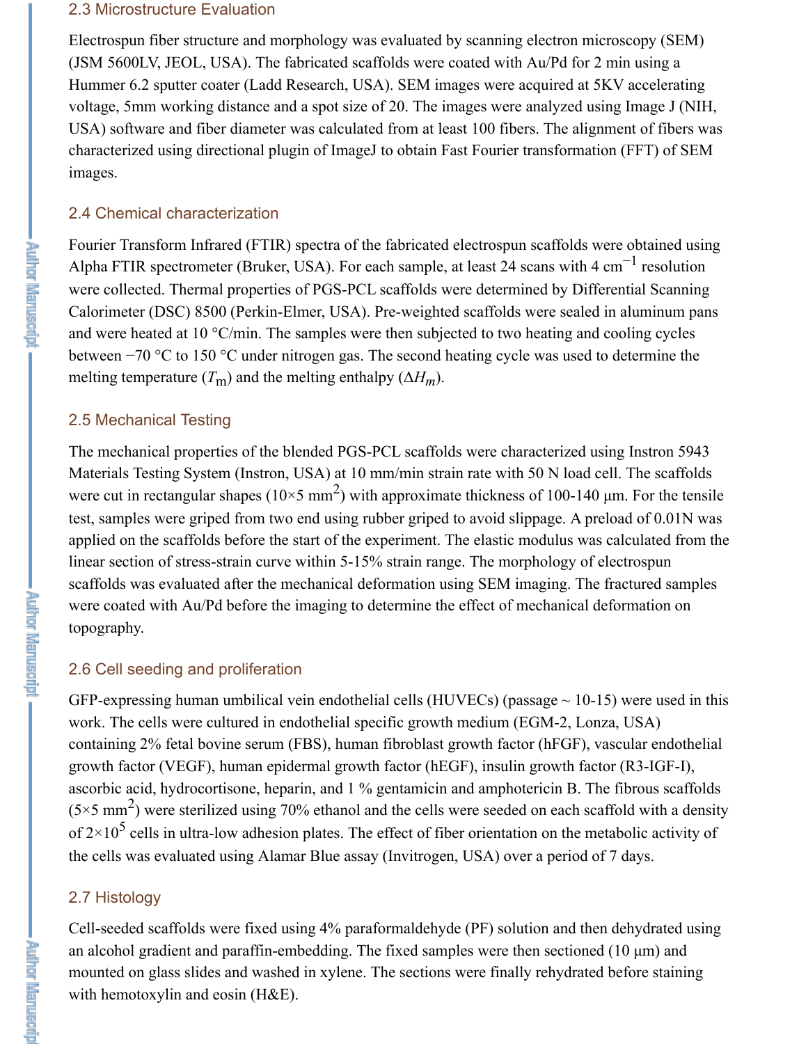### 2.3 Microstructure Evaluation

Electrospun fiber structure and morphology was evaluated by scanning electron microscopy (SEM) (JSM 5600LV, JEOL, USA). The fabricated scaffolds were coated with Au/Pd for 2 min using a Hummer 6.2 sputter coater (Ladd Research, USA). SEM images were acquired at 5KV accelerating voltage, 5mm working distance and a spot size of 20. The images were analyzed using Image J (NIH, USA) software and fiber diameter was calculated from at least 100 fibers. The alignment of fibers was characterized using directional plugin of ImageJ to obtain Fast Fourier transformation (FFT) of SEM images.

### 2.4 Chemical characterization

Fourier Transform Infrared (FTIR) spectra of the fabricated electrospun scaffolds were obtained using Alpha FTIR spectrometer (Bruker, USA). For each sample, at least 24 scans with 4 $cm^{-1}$ resolution were collected. Thermal properties of PGS-PCL scaffolds were determined by Differential Scanning Calorimeter (DSC) 8500 (Perkin-Elmer, USA). Pre-weighted scaffolds were sealed in aluminum pans and were heated at 10 °C/min. The samples were then subjected to two heating and cooling cycles between −70 °C to 150 °C under nitrogen gas. The second heating cycle was used to determine the melting temperature ($T_m$) and the melting enthalpy ($\Delta H_m$).

### 2.5 Mechanical Testing

The mechanical properties of the blended PGS-PCL scaffolds were characterized using Instron 5943 Materials Testing System (Instron, USA) at 10 mm/min strain rate with 50 N load cell. The scaffolds were cut in rectangular shapes (10×5 $mm^2$) with approximate thickness of 100-140 μm. For the tensile test, samples were griped from two end using rubber griped to avoid slippage. A preload of 0.01N was applied on the scaffolds before the start of the experiment. The elastic modulus was calculated from the linear section of stress-strain curve within 5-15% strain range. The morphology of electrospun scaffolds was evaluated after the mechanical deformation using SEM imaging. The fractured samples were coated with Au/Pd before the imaging to determine the effect of mechanical deformation on topography.

### 2.6 Cell seeding and proliferation

GFP-expressing human umbilical vein endothelial cells (HUVECs) (passage ~ 10-15) were used in this work. The cells were cultured in endothelial specific growth medium (EGM-2, Lonza, USA) containing 2% fetal bovine serum (FBS), human fibroblast growth factor (hFGF), vascular endothelial growth factor (VEGF), human epidermal growth factor (hEGF), insulin growth factor (R3-IGF-I), ascorbic acid, hydrocortisone, heparin, and 1 % gentamicin and amphotericin B. The fibrous scaffolds (5×5 $mm^2$) were sterilized using 70% ethanol and the cells were seeded on each scaffold with a density of $2\times10^5$ cells in ultra-low adhesion plates. The effect of fiber orientation on the metabolic activity of the cells was evaluated using Alamar Blue assay (Invitrogen, USA) over a period of 7 days.

### 2.7 Histology

Cell-seeded scaffolds were fixed using 4% paraformaldehyde (PF) solution and then dehydrated using an alcohol gradient and paraffin-embedding. The fixed samples were then sectioned (10 μm) and mounted on glass slides and washed in xylene. The sections were finally rehydrated before staining with hemotoxylin and eosin (H&E).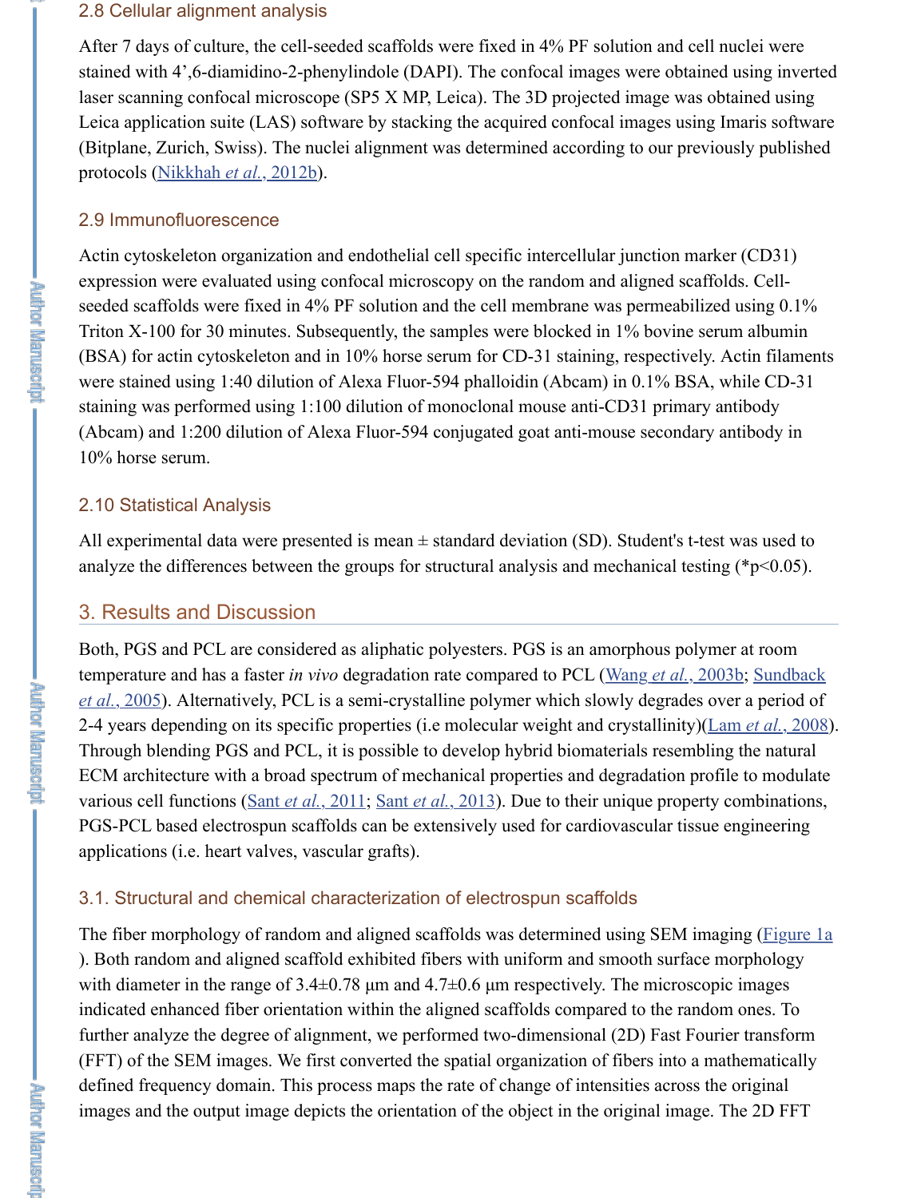### 2.8 Cellular alignment analysis

After 7 days of culture, the cell-seeded scaffolds were fixed in 4% PF solution and cell nuclei were stained with 4',6-diamidino-2-phenylindole (DAPI). The confocal images were obtained using inverted laser scanning confocal microscope (SP5 X MP, Leica). The 3D projected image was obtained using Leica application suite (LAS) software by stacking the acquired confocal images using Imaris software (Bitplane, Zurich, Swiss). The nuclei alignment was determined according to our previously published protocols (Nikkhah *et al.*, 2012b).

### 2.9 Immunofluorescence

Actin cytoskeleton organization and endothelial cell specific intercellular junction marker (CD31) expression were evaluated using confocal microscopy on the random and aligned scaffolds. Cell-seeded scaffolds were fixed in 4% PF solution and the cell membrane was permeabilized using 0.1% Triton X-100 for 30 minutes. Subsequently, the samples were blocked in 1% bovine serum albumin (BSA) for actin cytoskeleton and in 10% horse serum for CD-31 staining, respectively. Actin filaments were stained using 1:40 dilution of Alexa Fluor-594 phalloidin (Abcam) in 0.1% BSA, while CD-31 staining was performed using 1:100 dilution of monoclonal mouse anti-CD31 primary antibody (Abcam) and 1:200 dilution of Alexa Fluor-594 conjugated goat anti-mouse secondary antibody in 10% horse serum.

### 2.10 Statistical Analysis

All experimental data were presented is mean ± standard deviation (SD). Student's t-test was used to analyze the differences between the groups for structural analysis and mechanical testing (*$p<0.05$).

## 3. Results and Discussion

Both, PGS and PCL are considered as aliphatic polyesters. PGS is an amorphous polymer at room temperature and has a faster *in vivo* degradation rate compared to PCL (Wang *et al.*, 2003b; Sundback *et al.*, 2005). Alternatively, PCL is a semi-crystalline polymer which slowly degrades over a period of 2-4 years depending on its specific properties (i.e molecular weight and crystallinity)(Lam *et al.*, 2008). Through blending PGS and PCL, it is possible to develop hybrid biomaterials resembling the natural ECM architecture with a broad spectrum of mechanical properties and degradation profile to modulate various cell functions (Sant *et al.*, 2011; Sant *et al.*, 2013). Due to their unique property combinations, PGS-PCL based electrospun scaffolds can be extensively used for cardiovascular tissue engineering applications (i.e. heart valves, vascular grafts).

### 3.1. Structural and chemical characterization of electrospun scaffolds

The fiber morphology of random and aligned scaffolds was determined using SEM imaging (Figure 1a). Both random and aligned scaffold exhibited fibers with uniform and smooth surface morphology with diameter in the range of 3.4±0.78 μm and 4.7±0.6 μm respectively. The microscopic images indicated enhanced fiber orientation within the aligned scaffolds compared to the random ones. To further analyze the degree of alignment, we performed two-dimensional (2D) Fast Fourier transform (FFT) of the SEM images. We first converted the spatial organization of fibers into a mathematically defined frequency domain. This process maps the rate of change of intensities across the original images and the output image depicts the orientation of the object in the original image. The 2D FFT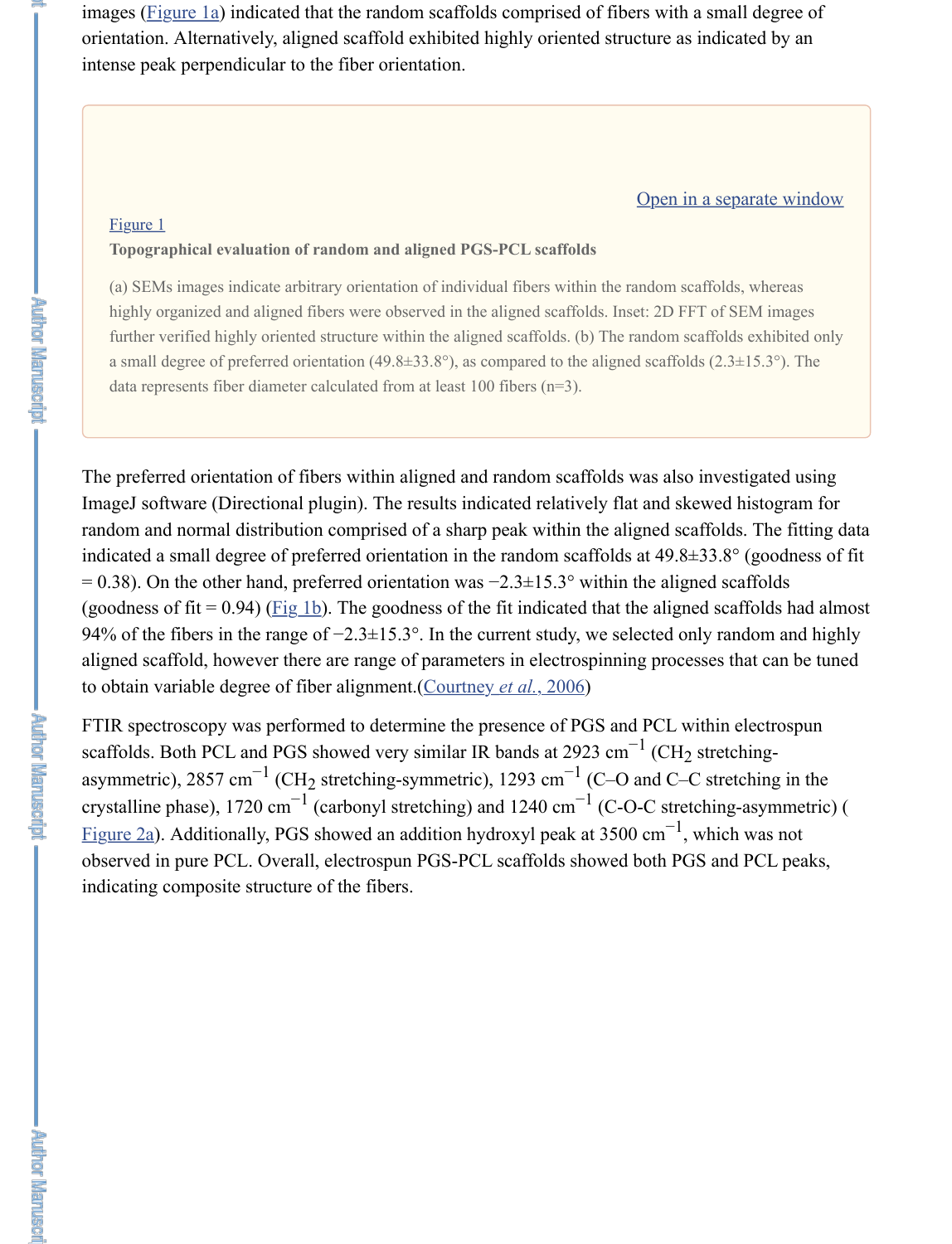images (Figure 1a) indicated that the random scaffolds comprised of fibers with a small degree of orientation. Alternatively, aligned scaffold exhibited highly oriented structure as indicated by an intense peak perpendicular to the fiber orientation.

Open in a separate window

Figure 1

**Topographical evaluation of random and aligned PGS-PCL scaffolds**

(a) SEMs images indicate arbitrary orientation of individual fibers within the random scaffolds, whereas highly organized and aligned fibers were observed in the aligned scaffolds. Inset: 2D FFT of SEM images further verified highly oriented structure within the aligned scaffolds. (b) The random scaffolds exhibited only a small degree of preferred orientation (49.8±33.8°), as compared to the aligned scaffolds (2.3±15.3°). The data represents fiber diameter calculated from at least 100 fibers (n=3).

The preferred orientation of fibers within aligned and random scaffolds was also investigated using ImageJ software (Directional plugin). The results indicated relatively flat and skewed histogram for random and normal distribution comprised of a sharp peak within the aligned scaffolds. The fitting data indicated a small degree of preferred orientation in the random scaffolds at 49.8±33.8° (goodness of fit = 0.38). On the other hand, preferred orientation was −2.3±15.3° within the aligned scaffolds (goodness of fit = 0.94) (Fig 1b). The goodness of the fit indicated that the aligned scaffolds had almost 94% of the fibers in the range of −2.3±15.3°. In the current study, we selected only random and highly aligned scaffold, however there are range of parameters in electrospinning processes that can be tuned to obtain variable degree of fiber alignment.(Courtney *et al.*, 2006)

FTIR spectroscopy was performed to determine the presence of PGS and PCL within electrospun scaffolds. Both PCL and PGS showed very similar IR bands at 2923 $cm^{-1}$ ($CH_2$ stretching-asymmetric), 2857 $cm^{-1}$ ($CH_2$ stretching-symmetric), 1293 $cm^{-1}$ (C–O and C–C stretching in the crystalline phase), 1720 $cm^{-1}$ (carbonyl stretching) and 1240 $cm^{-1}$ (C-O-C stretching-asymmetric) (Figure 2a). Additionally, PGS showed an addition hydroxyl peak at 3500 $cm^{-1}$, which was not observed in pure PCL. Overall, electrospun PGS-PCL scaffolds showed both PGS and PCL peaks, indicating composite structure of the fibers.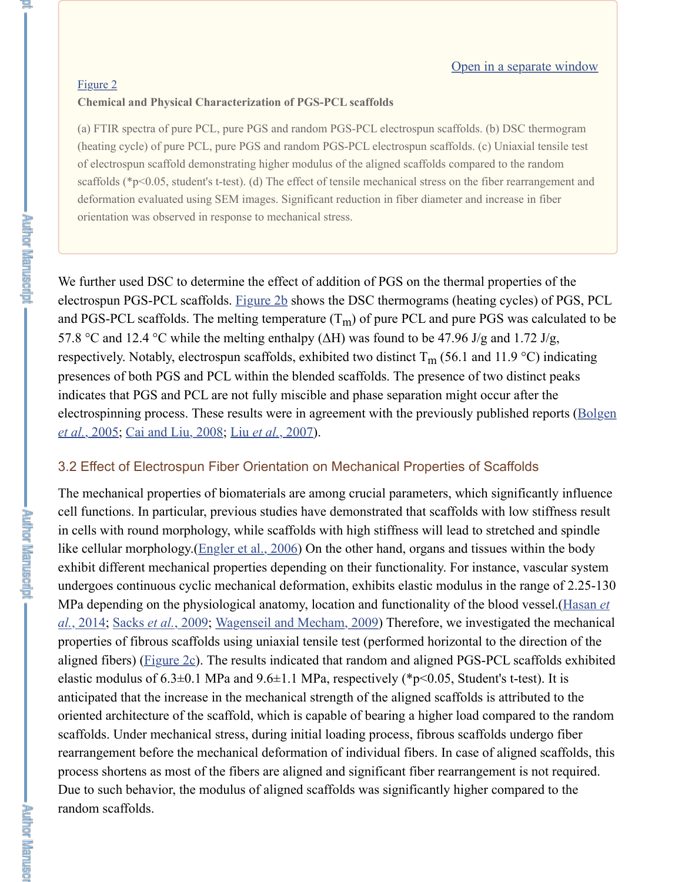Open in a separate window

Figure 2

**Chemical and Physical Characterization of PGS-PCL scaffolds**

(a) FTIR spectra of pure PCL, pure PGS and random PGS-PCL electrospun scaffolds. (b) DSC thermogram (heating cycle) of pure PCL, pure PGS and random PGS-PCL electrospun scaffolds. (c) Uniaxial tensile test of electrospun scaffold demonstrating higher modulus of the aligned scaffolds compared to the random scaffolds (*p<0.05, student's t-test). (d) The effect of tensile mechanical stress on the fiber rearrangement and deformation evaluated using SEM images. Significant reduction in fiber diameter and increase in fiber orientation was observed in response to mechanical stress.

We further used DSC to determine the effect of addition of PGS on the thermal properties of the electrospun PGS-PCL scaffolds. Figure 2b shows the DSC thermograms (heating cycles) of PGS, PCL and PGS-PCL scaffolds. The melting temperature ($T_m$) of pure PCL and pure PGS was calculated to be 57.8 °C and 12.4 °C while the melting enthalpy ($\Delta H$) was found to be 47.96 J/g and 1.72 J/g, respectively. Notably, electrospun scaffolds, exhibited two distinct $T_m$ (56.1 and 11.9 °C) indicating presences of both PGS and PCL within the blended scaffolds. The presence of two distinct peaks indicates that PGS and PCL are not fully miscible and phase separation might occur after the electrospinning process. These results were in agreement with the previously published reports (Bolgen *et al.*, 2005; Cai and Liu, 2008; Liu *et al.*, 2007).

## 3.2 Effect of Electrospun Fiber Orientation on Mechanical Properties of Scaffolds

The mechanical properties of biomaterials are among crucial parameters, which significantly influence cell functions. In particular, previous studies have demonstrated that scaffolds with low stiffness result in cells with round morphology, while scaffolds with high stiffness will lead to stretched and spindle like cellular morphology.(Engler et al., 2006) On the other hand, organs and tissues within the body exhibit different mechanical properties depending on their functionality. For instance, vascular system undergoes continuous cyclic mechanical deformation, exhibits elastic modulus in the range of 2.25-130 MPa depending on the physiological anatomy, location and functionality of the blood vessel.(Hasan *et al.*, 2014; Sacks *et al.*, 2009; Wagenseil and Mecham, 2009) Therefore, we investigated the mechanical properties of fibrous scaffolds using uniaxial tensile test (performed horizontal to the direction of the aligned fibers) (Figure 2c). The results indicated that random and aligned PGS-PCL scaffolds exhibited elastic modulus of 6.3±0.1 MPa and 9.6±1.1 MPa, respectively (*$p<0.05$, Student's t-test). It is anticipated that the increase in the mechanical strength of the aligned scaffolds is attributed to the oriented architecture of the scaffold, which is capable of bearing a higher load compared to the random scaffolds. Under mechanical stress, during initial loading process, fibrous scaffolds undergo fiber rearrangement before the mechanical deformation of individual fibers. In case of aligned scaffolds, this process shortens as most of the fibers are aligned and significant fiber rearrangement is not required. Due to such behavior, the modulus of aligned scaffolds was significantly higher compared to the random scaffolds.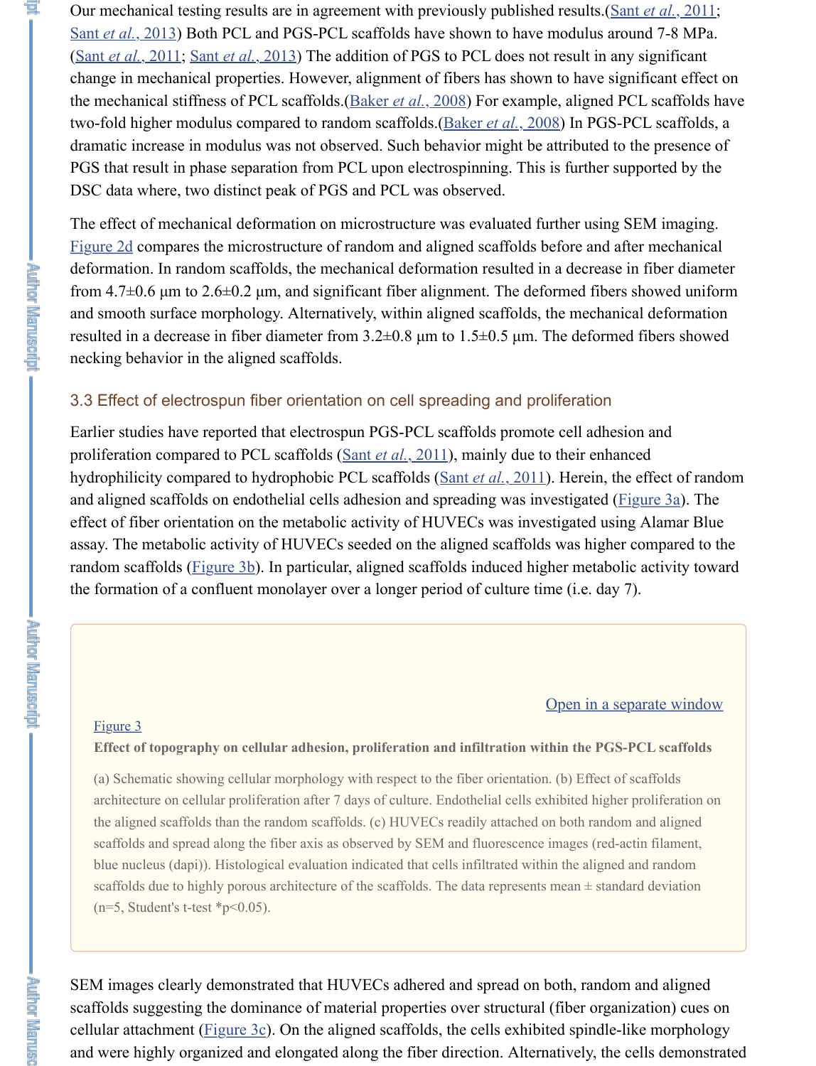Our mechanical testing results are in agreement with previously published results.(Sant *et al.*, 2011; Sant *et al.*, 2013) Both PCL and PGS-PCL scaffolds have shown to have modulus around 7-8 MPa. (Sant *et al.*, 2011; Sant *et al.*, 2013) The addition of PGS to PCL does not result in any significant change in mechanical properties. However, alignment of fibers has shown to have significant effect on the mechanical stiffness of PCL scaffolds.(Baker *et al.*, 2008) For example, aligned PCL scaffolds have two-fold higher modulus compared to random scaffolds.(Baker *et al.*, 2008) In PGS-PCL scaffolds, a dramatic increase in modulus was not observed. Such behavior might be attributed to the presence of PGS that result in phase separation from PCL upon electrospinning. This is further supported by the DSC data where, two distinct peak of PGS and PCL was observed.

The effect of mechanical deformation on microstructure was evaluated further using SEM imaging. Figure 2d compares the microstructure of random and aligned scaffolds before and after mechanical deformation. In random scaffolds, the mechanical deformation resulted in a decrease in fiber diameter from 4.7±0.6 μm to 2.6±0.2 μm, and significant fiber alignment. The deformed fibers showed uniform and smooth surface morphology. Alternatively, within aligned scaffolds, the mechanical deformation resulted in a decrease in fiber diameter from 3.2±0.8 μm to 1.5±0.5 μm. The deformed fibers showed necking behavior in the aligned scaffolds.

### 3.3 Effect of electrospun fiber orientation on cell spreading and proliferation

Earlier studies have reported that electrospun PGS-PCL scaffolds promote cell adhesion and proliferation compared to PCL scaffolds (Sant *et al.*, 2011), mainly due to their enhanced hydrophilicity compared to hydrophobic PCL scaffolds (Sant *et al.*, 2011). Herein, the effect of random and aligned scaffolds on endothelial cells adhesion and spreading was investigated (Figure 3a). The effect of fiber orientation on the metabolic activity of HUVECs was investigated using Alamar Blue assay. The metabolic activity of HUVECs seeded on the aligned scaffolds was higher compared to the random scaffolds (Figure 3b). In particular, aligned scaffolds induced higher metabolic activity toward the formation of a confluent monolayer over a longer period of culture time (i.e. day 7).

Figure 3

**Effect of topography on cellular adhesion, proliferation and infiltration within the PGS-PCL scaffolds**

(a) Schematic showing cellular morphology with respect to the fiber orientation. (b) Effect of scaffolds architecture on cellular proliferation after 7 days of culture. Endothelial cells exhibited higher proliferation on the aligned scaffolds than the random scaffolds. (c) HUVECs readily attached on both random and aligned scaffolds and spread along the fiber axis as observed by SEM and fluorescence images (red-actin filament, blue nucleus (dapi)). Histological evaluation indicated that cells infiltrated within the aligned and random scaffolds due to highly porous architecture of the scaffolds. The data represents mean ± standard deviation (n=5, Student's t-test *$p<0.05$).

SEM images clearly demonstrated that HUVECs adhered and spread on both, random and aligned scaffolds suggesting the dominance of material properties over structural (fiber organization) cues on cellular attachment (Figure 3c). On the aligned scaffolds, the cells exhibited spindle-like morphology and were highly organized and elongated along the fiber direction. Alternatively, the cells demonstrated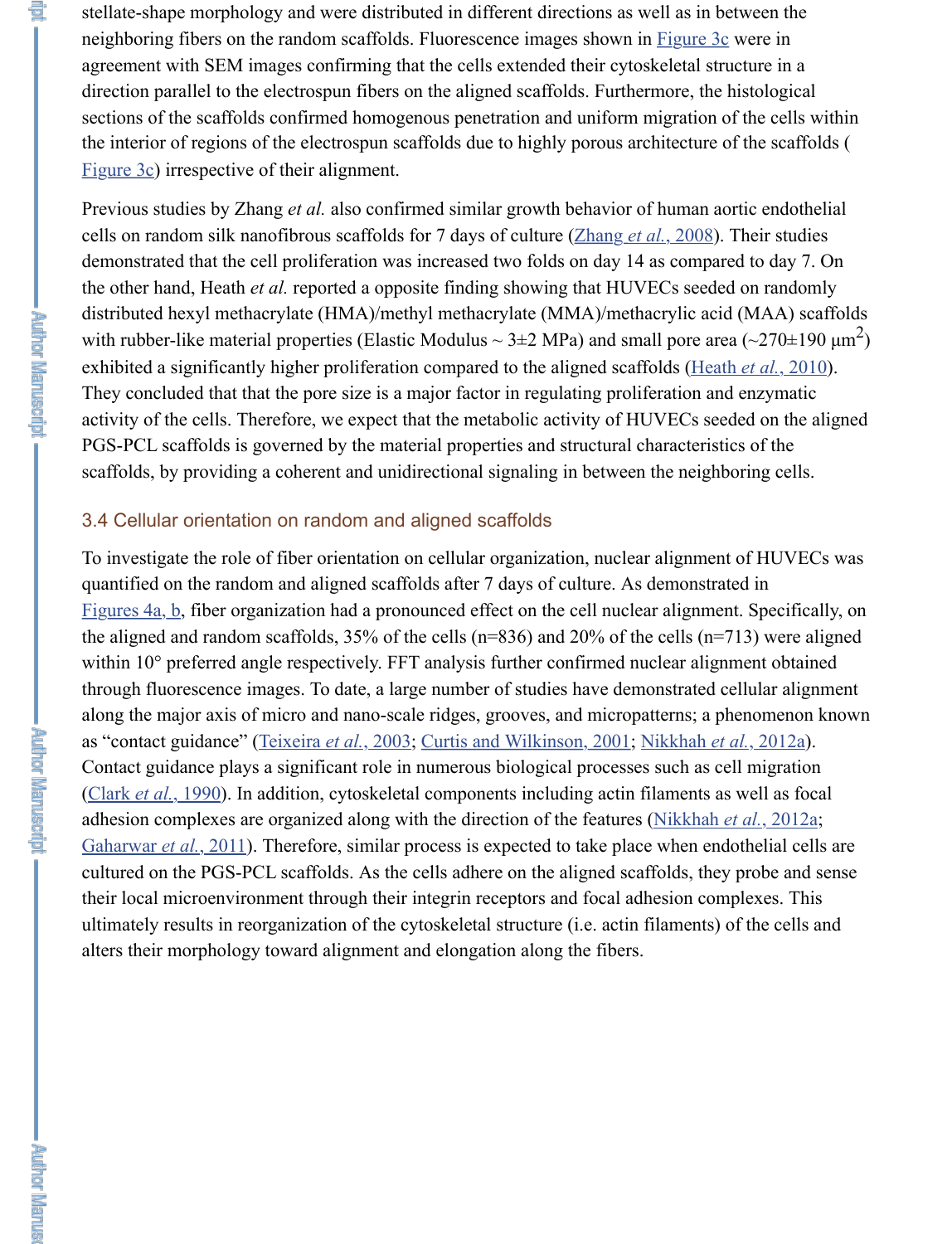stellate-shape morphology and were distributed in different directions as well as in between the neighboring fibers on the random scaffolds. Fluorescence images shown in Figure 3c were in agreement with SEM images confirming that the cells extended their cytoskeletal structure in a direction parallel to the electrospun fibers on the aligned scaffolds. Furthermore, the histological sections of the scaffolds confirmed homogenous penetration and uniform migration of the cells within the interior of regions of the electrospun scaffolds due to highly porous architecture of the scaffolds (Figure 3c) irrespective of their alignment.

Previous studies by Zhang *et al.* also confirmed similar growth behavior of human aortic endothelial cells on random silk nanofibrous scaffolds for 7 days of culture (Zhang *et al.*, 2008). Their studies demonstrated that the cell proliferation was increased two folds on day 14 as compared to day 7. On the other hand, Heath *et al.* reported a opposite finding showing that HUVECs seeded on randomly distributed hexyl methacrylate (HMA)/methyl methacrylate (MMA)/methacrylic acid (MAA) scaffolds with rubber-like material properties (Elastic Modulus ~ 3±2 MPa) and small pore area (~270±190 $\mu m^2$) exhibited a significantly higher proliferation compared to the aligned scaffolds (Heath *et al.*, 2010). They concluded that that the pore size is a major factor in regulating proliferation and enzymatic activity of the cells. Therefore, we expect that the metabolic activity of HUVECs seeded on the aligned PGS-PCL scaffolds is governed by the material properties and structural characteristics of the scaffolds, by providing a coherent and unidirectional signaling in between the neighboring cells.

### 3.4 Cellular orientation on random and aligned scaffolds

To investigate the role of fiber orientation on cellular organization, nuclear alignment of HUVECs was quantified on the random and aligned scaffolds after 7 days of culture. As demonstrated in Figures 4a, b, fiber organization had a pronounced effect on the cell nuclear alignment. Specifically, on the aligned and random scaffolds, 35% of the cells (n=836) and 20% of the cells (n=713) were aligned within 10° preferred angle respectively. FFT analysis further confirmed nuclear alignment obtained through fluorescence images. To date, a large number of studies have demonstrated cellular alignment along the major axis of micro and nano-scale ridges, grooves, and micropatterns; a phenomenon known as "contact guidance" (Teixeira *et al.*, 2003; Curtis and Wilkinson, 2001; Nikkhah *et al.*, 2012a). Contact guidance plays a significant role in numerous biological processes such as cell migration (Clark *et al.*, 1990). In addition, cytoskeletal components including actin filaments as well as focal adhesion complexes are organized along with the direction of the features (Nikkhah *et al.*, 2012a; Gaharwar *et al.*, 2011). Therefore, similar process is expected to take place when endothelial cells are cultured on the PGS-PCL scaffolds. As the cells adhere on the aligned scaffolds, they probe and sense their local microenvironment through their integrin receptors and focal adhesion complexes. This ultimately results in reorganization of the cytoskeletal structure (i.e. actin filaments) of the cells and alters their morphology toward alignment and elongation along the fibers.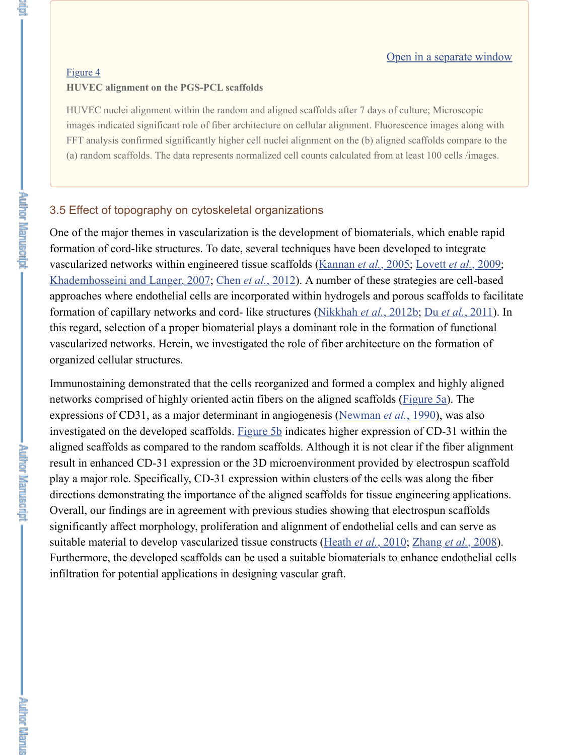Open in a separate window

Figure 4

**HUVEC alignment on the PGS-PCL scaffolds**

HUVEC nuclei alignment within the random and aligned scaffolds after 7 days of culture; Microscopic images indicated significant role of fiber architecture on cellular alignment. Fluorescence images along with FFT analysis confirmed significantly higher cell nuclei alignment on the (b) aligned scaffolds compare to the (a) random scaffolds. The data represents normalized cell counts calculated from at least 100 cells /images.

### 3.5 Effect of topography on cytoskeletal organizations

One of the major themes in vascularization is the development of biomaterials, which enable rapid formation of cord-like structures. To date, several techniques have been developed to integrate vascularized networks within engineered tissue scaffolds (Kannan *et al.*, 2005; Lovett *et al.*, 2009; Khademhosseini and Langer, 2007; Chen *et al.*, 2012). A number of these strategies are cell-based approaches where endothelial cells are incorporated within hydrogels and porous scaffolds to facilitate formation of capillary networks and cord- like structures (Nikkhah *et al.*, 2012b; Du *et al.*, 2011). In this regard, selection of a proper biomaterial plays a dominant role in the formation of functional vascularized networks. Herein, we investigated the role of fiber architecture on the formation of organized cellular structures.

Immunostaining demonstrated that the cells reorganized and formed a complex and highly aligned networks comprised of highly oriented actin fibers on the aligned scaffolds (Figure 5a). The expressions of CD31, as a major determinant in angiogenesis (Newman *et al.*, 1990), was also investigated on the developed scaffolds. Figure 5b indicates higher expression of CD-31 within the aligned scaffolds as compared to the random scaffolds. Although it is not clear if the fiber alignment result in enhanced CD-31 expression or the 3D microenvironment provided by electrospun scaffold play a major role. Specifically, CD-31 expression within clusters of the cells was along the fiber directions demonstrating the importance of the aligned scaffolds for tissue engineering applications. Overall, our findings are in agreement with previous studies showing that electrospun scaffolds significantly affect morphology, proliferation and alignment of endothelial cells and can serve as suitable material to develop vascularized tissue constructs (Heath *et al.*, 2010; Zhang *et al.*, 2008). Furthermore, the developed scaffolds can be used a suitable biomaterials to enhance endothelial cells infiltration for potential applications in designing vascular graft.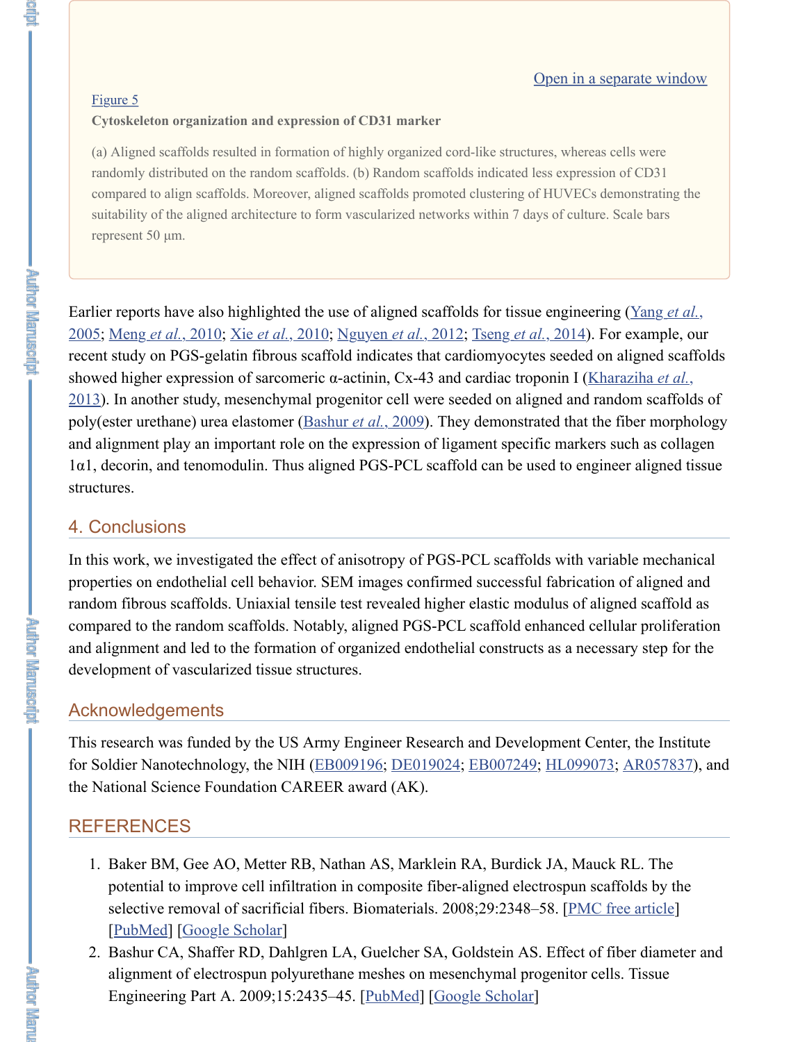Figure 5

**Cytoskeleton organization and expression of CD31 marker**

(a) Aligned scaffolds resulted in formation of highly organized cord-like structures, whereas cells were randomly distributed on the random scaffolds. (b) Random scaffolds indicated less expression of CD31 compared to align scaffolds. Moreover, aligned scaffolds promoted clustering of HUVECs demonstrating the suitability of the aligned architecture to form vascularized networks within 7 days of culture. Scale bars represent 50 μm.

Earlier reports have also highlighted the use of aligned scaffolds for tissue engineering (Yang *et al.*, 2005; Meng *et al.*, 2010; Xie *et al.*, 2010; Nguyen *et al.*, 2012; Tseng *et al.*, 2014). For example, our recent study on PGS-gelatin fibrous scaffold indicates that cardiomyocytes seeded on aligned scaffolds showed higher expression of sarcomeric α-actinin, Cx-43 and cardiac troponin I (Kharaziha *et al.*, 2013). In another study, mesenchymal progenitor cell were seeded on aligned and random scaffolds of poly(ester urethane) urea elastomer (Bashur *et al.*, 2009). They demonstrated that the fiber morphology and alignment play an important role on the expression of ligament specific markers such as collagen 1α1, decorin, and tenomodulin. Thus aligned PGS-PCL scaffold can be used to engineer aligned tissue structures.

## 4. Conclusions

In this work, we investigated the effect of anisotropy of PGS-PCL scaffolds with variable mechanical properties on endothelial cell behavior. SEM images confirmed successful fabrication of aligned and random fibrous scaffolds. Uniaxial tensile test revealed higher elastic modulus of aligned scaffold as compared to the random scaffolds. Notably, aligned PGS-PCL scaffold enhanced cellular proliferation and alignment and led to the formation of organized endothelial constructs as a necessary step for the development of vascularized tissue structures.

## Acknowledgements

This research was funded by the US Army Engineer Research and Development Center, the Institute for Soldier Nanotechnology, the NIH (EB009196; DE019024; EB007249; HL099073; AR057837), and the National Science Foundation CAREER award (AK).

## REFERENCES

1. Baker BM, Gee AO, Metter RB, Nathan AS, Marklein RA, Burdick JA, Mauck RL. The potential to improve cell infiltration in composite fiber-aligned electrospun scaffolds by the selective removal of sacrificial fibers. Biomaterials. 2008;29:2348–58. [PMC free article] [PubMed] [Google Scholar]
2. Bashur CA, Shaffer RD, Dahlgren LA, Guelcher SA, Goldstein AS. Effect of fiber diameter and alignment of electrospun polyurethane meshes on mesenchymal progenitor cells. Tissue Engineering Part A. 2009;15:2435–45. [PubMed] [Google Scholar]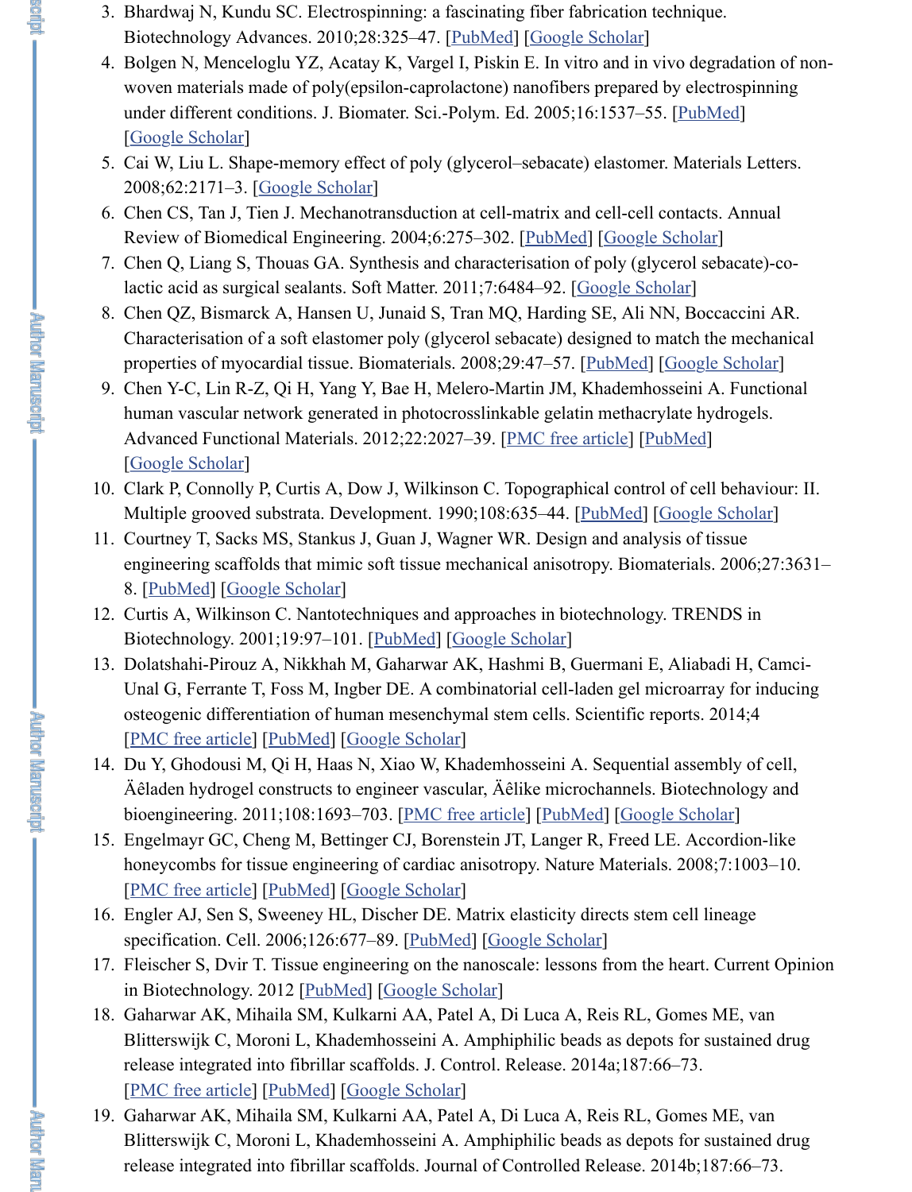3. Bhardwaj N, Kundu SC. Electrospinning: a fascinating fiber fabrication technique. Biotechnology Advances. 2010;28:325–47. [PubMed] [Google Scholar]
4. Bolgen N, Menceloglu YZ, Acatay K, Vargel I, Piskin E. In vitro and in vivo degradation of non-woven materials made of poly(epsilon-caprolactone) nanofibers prepared by electrospinning under different conditions. J. Biomater. Sci.-Polym. Ed. 2005;16:1537–55. [PubMed] [Google Scholar]
5. Cai W, Liu L. Shape-memory effect of poly (glycerol–sebacate) elastomer. Materials Letters. 2008;62:2171–3. [Google Scholar]
6. Chen CS, Tan J, Tien J. Mechanotransduction at cell-matrix and cell-cell contacts. Annual Review of Biomedical Engineering. 2004;6:275–302. [PubMed] [Google Scholar]
7. Chen Q, Liang S, Thouas GA. Synthesis and characterisation of poly (glycerol sebacate)-co-lactic acid as surgical sealants. Soft Matter. 2011;7:6484–92. [Google Scholar]
8. Chen QZ, Bismarck A, Hansen U, Junaid S, Tran MQ, Harding SE, Ali NN, Boccaccini AR. Characterisation of a soft elastomer poly (glycerol sebacate) designed to match the mechanical properties of myocardial tissue. Biomaterials. 2008;29:47–57. [PubMed] [Google Scholar]
9. Chen Y-C, Lin R-Z, Qi H, Yang Y, Bae H, Melero-Martin JM, Khademhosseini A. Functional human vascular network generated in photocrosslinkable gelatin methacrylate hydrogels. Advanced Functional Materials. 2012;22:2027–39. [PMC free article] [PubMed] [Google Scholar]
10. Clark P, Connolly P, Curtis A, Dow J, Wilkinson C. Topographical control of cell behaviour: II. Multiple grooved substrata. Development. 1990;108:635–44. [PubMed] [Google Scholar]
11. Courtney T, Sacks MS, Stankus J, Guan J, Wagner WR. Design and analysis of tissue engineering scaffolds that mimic soft tissue mechanical anisotropy. Biomaterials. 2006;27:3631–8. [PubMed] [Google Scholar]
12. Curtis A, Wilkinson C. Nantotechniques and approaches in biotechnology. TRENDS in Biotechnology. 2001;19:97–101. [PubMed] [Google Scholar]
13. Dolatshahi-Pirouz A, Nikkhah M, Gaharwar AK, Hashmi B, Guermani E, Aliabadi H, Camci-Unal G, Ferrante T, Foss M, Ingber DE. A combinatorial cell-laden gel microarray for inducing osteogenic differentiation of human mesenchymal stem cells. Scientific reports. 2014;4 [PMC free article] [PubMed] [Google Scholar]
14. Du Y, Ghodousi M, Qi H, Haas N, Xiao W, Khademhosseini A. Sequential assembly of cell, Äêladen hydrogel constructs to engineer vascular, Äêlike microchannels. Biotechnology and bioengineering. 2011;108:1693–703. [PMC free article] [PubMed] [Google Scholar]
15. Engelmayr GC, Cheng M, Bettinger CJ, Borenstein JT, Langer R, Freed LE. Accordion-like honeycombs for tissue engineering of cardiac anisotropy. Nature Materials. 2008;7:1003–10. [PMC free article] [PubMed] [Google Scholar]
16. Engler AJ, Sen S, Sweeney HL, Discher DE. Matrix elasticity directs stem cell lineage specification. Cell. 2006;126:677–89. [PubMed] [Google Scholar]
17. Fleischer S, Dvir T. Tissue engineering on the nanoscale: lessons from the heart. Current Opinion in Biotechnology. 2012 [PubMed] [Google Scholar]
18. Gaharwar AK, Mihaila SM, Kulkarni AA, Patel A, Di Luca A, Reis RL, Gomes ME, van Blitterswijk C, Moroni L, Khademhosseini A. Amphiphilic beads as depots for sustained drug release integrated into fibrillar scaffolds. J. Control. Release. 2014a;187:66–73. [PMC free article] [PubMed] [Google Scholar]
19. Gaharwar AK, Mihaila SM, Kulkarni AA, Patel A, Di Luca A, Reis RL, Gomes ME, van Blitterswijk C, Moroni L, Khademhosseini A. Amphiphilic beads as depots for sustained drug release integrated into fibrillar scaffolds. Journal of Controlled Release. 2014b;187:66–73.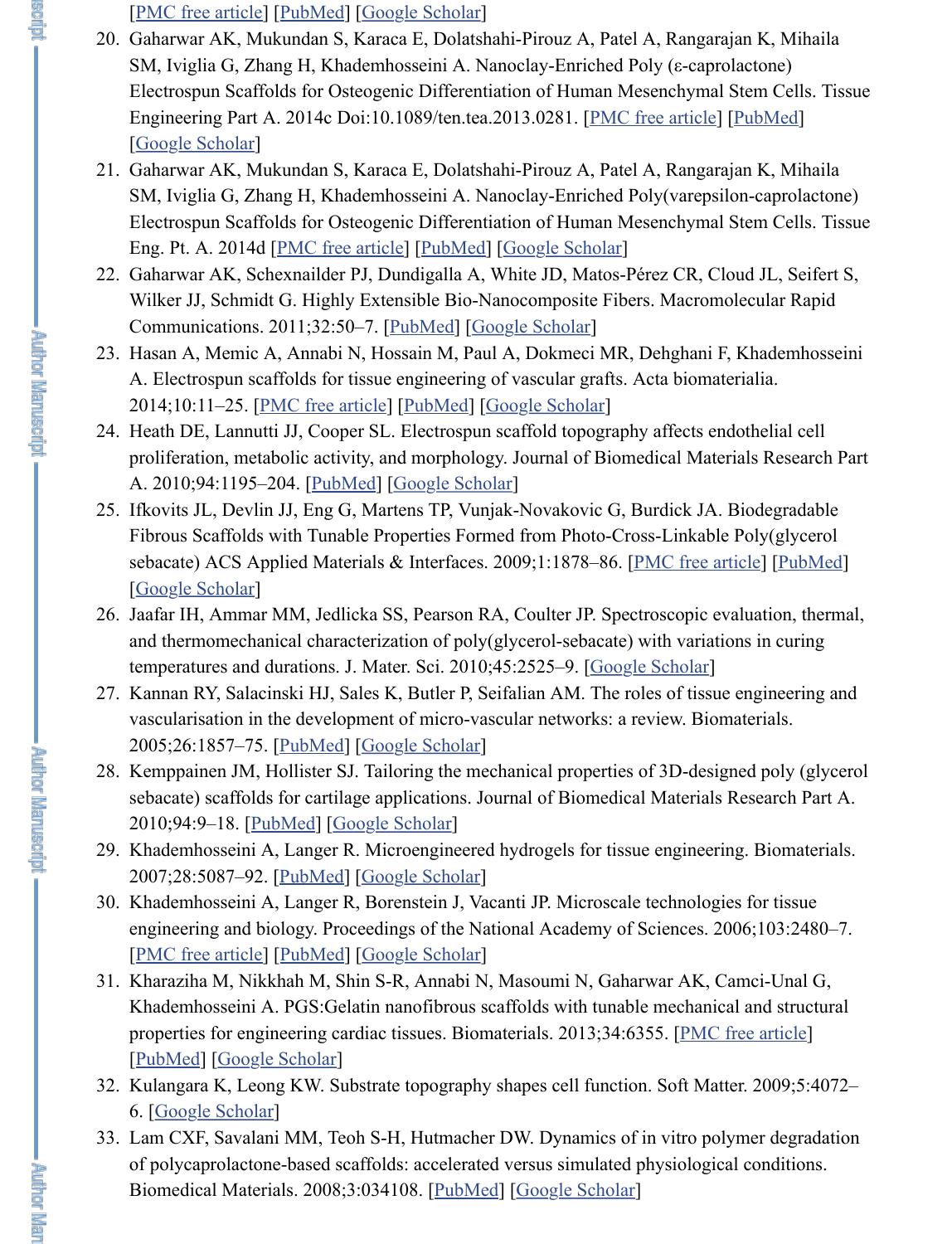[PMC free article] [PubMed] [Google Scholar]

20. Gaharwar AK, Mukundan S, Karaca E, Dolatshahi-Pirouz A, Patel A, Rangarajan K, Mihaila SM, Iviglia G, Zhang H, Khademhosseini A. Nanoclay-Enriched Poly (ε-caprolactone) Electrospun Scaffolds for Osteogenic Differentiation of Human Mesenchymal Stem Cells. Tissue Engineering Part A. 2014c Doi:10.1089/ten.tea.2013.0281. [PMC free article] [PubMed] [Google Scholar]
21. Gaharwar AK, Mukundan S, Karaca E, Dolatshahi-Pirouz A, Patel A, Rangarajan K, Mihaila SM, Iviglia G, Zhang H, Khademhosseini A. Nanoclay-Enriched Poly(varepsilon-caprolactone) Electrospun Scaffolds for Osteogenic Differentiation of Human Mesenchymal Stem Cells. Tissue Eng. Pt. A. 2014d [PMC free article] [PubMed] [Google Scholar]
22. Gaharwar AK, Schexnailder PJ, Dundigalla A, White JD, Matos-Pérez CR, Cloud JL, Seifert S, Wilker JJ, Schmidt G. Highly Extensible Bio-Nanocomposite Fibers. Macromolecular Rapid Communications. 2011;32:50–7. [PubMed] [Google Scholar]
23. Hasan A, Memic A, Annabi N, Hossain M, Paul A, Dokmeci MR, Dehghani F, Khademhosseini A. Electrospun scaffolds for tissue engineering of vascular grafts. Acta biomaterialia. 2014;10:11–25. [PMC free article] [PubMed] [Google Scholar]
24. Heath DE, Lannutti JJ, Cooper SL. Electrospun scaffold topography affects endothelial cell proliferation, metabolic activity, and morphology. Journal of Biomedical Materials Research Part A. 2010;94:1195–204. [PubMed] [Google Scholar]
25. Ifkovits JL, Devlin JJ, Eng G, Martens TP, Vunjak-Novakovic G, Burdick JA. Biodegradable Fibrous Scaffolds with Tunable Properties Formed from Photo-Cross-Linkable Poly(glycerol sebacate) ACS Applied Materials & Interfaces. 2009;1:1878–86. [PMC free article] [PubMed] [Google Scholar]
26. Jaafar IH, Ammar MM, Jedlicka SS, Pearson RA, Coulter JP. Spectroscopic evaluation, thermal, and thermomechanical characterization of poly(glycerol-sebacate) with variations in curing temperatures and durations. J. Mater. Sci. 2010;45:2525–9. [Google Scholar]
27. Kannan RY, Salacinski HJ, Sales K, Butler P, Seifalian AM. The roles of tissue engineering and vascularisation in the development of micro-vascular networks: a review. Biomaterials. 2005;26:1857–75. [PubMed] [Google Scholar]
28. Kemppainen JM, Hollister SJ. Tailoring the mechanical properties of 3D-designed poly (glycerol sebacate) scaffolds for cartilage applications. Journal of Biomedical Materials Research Part A. 2010;94:9–18. [PubMed] [Google Scholar]
29. Khademhosseini A, Langer R. Microengineered hydrogels for tissue engineering. Biomaterials. 2007;28:5087–92. [PubMed] [Google Scholar]
30. Khademhosseini A, Langer R, Borenstein J, Vacanti JP. Microscale technologies for tissue engineering and biology. Proceedings of the National Academy of Sciences. 2006;103:2480–7. [PMC free article] [PubMed] [Google Scholar]
31. Kharaziha M, Nikkhah M, Shin S-R, Annabi N, Masoumi N, Gaharwar AK, Camci-Unal G, Khademhosseini A. PGS:Gelatin nanofibrous scaffolds with tunable mechanical and structural properties for engineering cardiac tissues. Biomaterials. 2013;34:6355. [PMC free article] [PubMed] [Google Scholar]
32. Kulangara K, Leong KW. Substrate topography shapes cell function. Soft Matter. 2009;5:4072–6. [Google Scholar]
33. Lam CXF, Savalani MM, Teoh S-H, Hutmacher DW. Dynamics of in vitro polymer degradation of polycaprolactone-based scaffolds: accelerated versus simulated physiological conditions. Biomedical Materials. 2008;3:034108. [PubMed] [Google Scholar]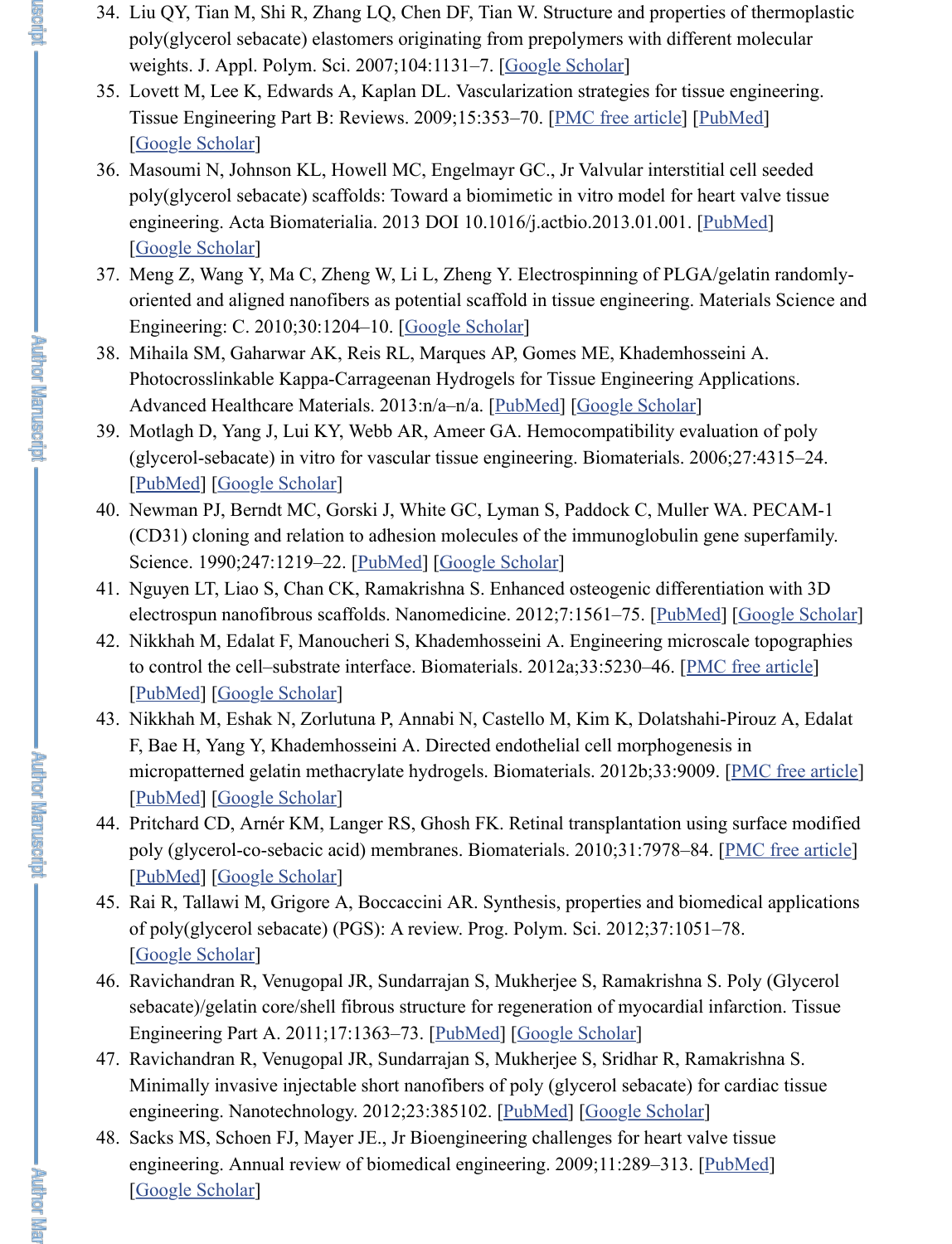34. Liu QY, Tian M, Shi R, Zhang LQ, Chen DF, Tian W. Structure and properties of thermoplastic poly(glycerol sebacate) elastomers originating from prepolymers with different molecular weights. J. Appl. Polym. Sci. 2007;104:1131–7. [Google Scholar]
35. Lovett M, Lee K, Edwards A, Kaplan DL. Vascularization strategies for tissue engineering. Tissue Engineering Part B: Reviews. 2009;15:353–70. [PMC free article] [PubMed] [Google Scholar]
36. Masoumi N, Johnson KL, Howell MC, Engelmayr GC., Jr Valvular interstitial cell seeded poly(glycerol sebacate) scaffolds: Toward a biomimetic in vitro model for heart valve tissue engineering. Acta Biomaterialia. 2013 DOI 10.1016/j.actbio.2013.01.001. [PubMed] [Google Scholar]
37. Meng Z, Wang Y, Ma C, Zheng W, Li L, Zheng Y. Electrospinning of PLGA/gelatin randomly-oriented and aligned nanofibers as potential scaffold in tissue engineering. Materials Science and Engineering: C. 2010;30:1204–10. [Google Scholar]
38. Mihaila SM, Gaharwar AK, Reis RL, Marques AP, Gomes ME, Khademhosseini A. Photocrosslinkable Kappa-Carrageenan Hydrogels for Tissue Engineering Applications. Advanced Healthcare Materials. 2013:n/a–n/a. [PubMed] [Google Scholar]
39. Motlagh D, Yang J, Lui KY, Webb AR, Ameer GA. Hemocompatibility evaluation of poly (glycerol-sebacate) in vitro for vascular tissue engineering. Biomaterials. 2006;27:4315–24. [PubMed] [Google Scholar]
40. Newman PJ, Berndt MC, Gorski J, White GC, Lyman S, Paddock C, Muller WA. PECAM-1 (CD31) cloning and relation to adhesion molecules of the immunoglobulin gene superfamily. Science. 1990;247:1219–22. [PubMed] [Google Scholar]
41. Nguyen LT, Liao S, Chan CK, Ramakrishna S. Enhanced osteogenic differentiation with 3D electrospun nanofibrous scaffolds. Nanomedicine. 2012;7:1561–75. [PubMed] [Google Scholar]
42. Nikkhah M, Edalat F, Manoucheri S, Khademhosseini A. Engineering microscale topographies to control the cell–substrate interface. Biomaterials. 2012a;33:5230–46. [PMC free article] [PubMed] [Google Scholar]
43. Nikkhah M, Eshak N, Zorlutuna P, Annabi N, Castello M, Kim K, Dolatshahi-Pirouz A, Edalat F, Bae H, Yang Y, Khademhosseini A. Directed endothelial cell morphogenesis in micropatterned gelatin methacrylate hydrogels. Biomaterials. 2012b;33:9009. [PMC free article] [PubMed] [Google Scholar]
44. Pritchard CD, Arnér KM, Langer RS, Ghosh FK. Retinal transplantation using surface modified poly (glycerol-co-sebacic acid) membranes. Biomaterials. 2010;31:7978–84. [PMC free article] [PubMed] [Google Scholar]
45. Rai R, Tallawi M, Grigore A, Boccaccini AR. Synthesis, properties and biomedical applications of poly(glycerol sebacate) (PGS): A review. Prog. Polym. Sci. 2012;37:1051–78. [Google Scholar]
46. Ravichandran R, Venugopal JR, Sundarrajan S, Mukherjee S, Ramakrishna S. Poly (Glycerol sebacate)/gelatin core/shell fibrous structure for regeneration of myocardial infarction. Tissue Engineering Part A. 2011;17:1363–73. [PubMed] [Google Scholar]
47. Ravichandran R, Venugopal JR, Sundarrajan S, Mukherjee S, Sridhar R, Ramakrishna S. Minimally invasive injectable short nanofibers of poly (glycerol sebacate) for cardiac tissue engineering. Nanotechnology. 2012;23:385102. [PubMed] [Google Scholar]
48. Sacks MS, Schoen FJ, Mayer JE., Jr Bioengineering challenges for heart valve tissue engineering. Annual review of biomedical engineering. 2009;11:289–313. [PubMed] [Google Scholar]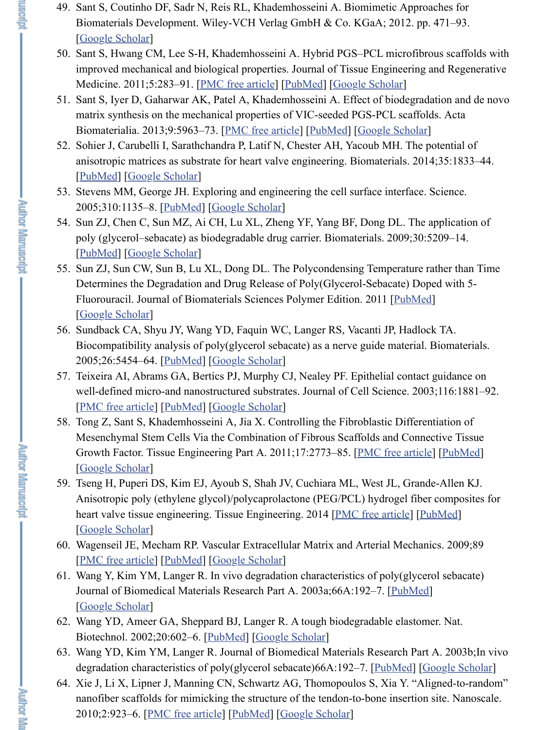49. Sant S, Coutinho DF, Sadr N, Reis RL, Khademhosseini A. Biomimetic Approaches for Biomaterials Development. Wiley-VCH Verlag GmbH & Co. KGaA; 2012. pp. 471–93. [Google Scholar]
50. Sant S, Hwang CM, Lee S-H, Khademhosseini A. Hybrid PGS–PCL microfibrous scaffolds with improved mechanical and biological properties. Journal of Tissue Engineering and Regenerative Medicine. 2011;5:283–91. [PMC free article] [PubMed] [Google Scholar]
51. Sant S, Iyer D, Gaharwar AK, Patel A, Khademhosseini A. Effect of biodegradation and de novo matrix synthesis on the mechanical properties of VIC-seeded PGS-PCL scaffolds. Acta Biomaterialia. 2013;9:5963–73. [PMC free article] [PubMed] [Google Scholar]
52. Sohier J, Carubelli I, Sarathchandra P, Latif N, Chester AH, Yacoub MH. The potential of anisotropic matrices as substrate for heart valve engineering. Biomaterials. 2014;35:1833–44. [PubMed] [Google Scholar]
53. Stevens MM, George JH. Exploring and engineering the cell surface interface. Science. 2005;310:1135–8. [PubMed] [Google Scholar]
54. Sun ZJ, Chen C, Sun MZ, Ai CH, Lu XL, Zheng YF, Yang BF, Dong DL. The application of poly (glycerol–sebacate) as biodegradable drug carrier. Biomaterials. 2009;30:5209–14. [PubMed] [Google Scholar]
55. Sun ZJ, Sun CW, Sun B, Lu XL, Dong DL. The Polycondensing Temperature rather than Time Determines the Degradation and Drug Release of Poly(Glycerol-Sebacate) Doped with 5-Fluorouracil. Journal of Biomaterials Sciences Polymer Edition. 2011 [PubMed] [Google Scholar]
56. Sundback CA, Shyu JY, Wang YD, Faquin WC, Langer RS, Vacanti JP, Hadlock TA. Biocompatibility analysis of poly(glycerol sebacate) as a nerve guide material. Biomaterials. 2005;26:5454–64. [PubMed] [Google Scholar]
57. Teixeira AI, Abrams GA, Bertics PJ, Murphy CJ, Nealey PF. Epithelial contact guidance on well-defined micro-and nanostructured substrates. Journal of Cell Science. 2003;116:1881–92. [PMC free article] [PubMed] [Google Scholar]
58. Tong Z, Sant S, Khademhosseini A, Jia X. Controlling the Fibroblastic Differentiation of Mesenchymal Stem Cells Via the Combination of Fibrous Scaffolds and Connective Tissue Growth Factor. Tissue Engineering Part A. 2011;17:2773–85. [PMC free article] [PubMed] [Google Scholar]
59. Tseng H, Puperi DS, Kim EJ, Ayoub S, Shah JV, Cuchiara ML, West JL, Grande-Allen KJ. Anisotropic poly (ethylene glycol)/polycaprolactone (PEG/PCL) hydrogel fiber composites for heart valve tissue engineering. Tissue Engineering. 2014 [PMC free article] [PubMed] [Google Scholar]
60. Wagenseil JE, Mecham RP. Vascular Extracellular Matrix and Arterial Mechanics. 2009;89 [PMC free article] [PubMed] [Google Scholar]
61. Wang Y, Kim YM, Langer R. In vivo degradation characteristics of poly(glycerol sebacate) Journal of Biomedical Materials Research Part A. 2003a;66A:192–7. [PubMed] [Google Scholar]
62. Wang YD, Ameer GA, Sheppard BJ, Langer R. A tough biodegradable elastomer. Nat. Biotechnol. 2002;20:602–6. [PubMed] [Google Scholar]
63. Wang YD, Kim YM, Langer R. Journal of Biomedical Materials Research Part A. 2003b;In vivo degradation characteristics of poly(glycerol sebacate)66A:192–7. [PubMed] [Google Scholar]
64. Xie J, Li X, Lipner J, Manning CN, Schwartz AG, Thomopoulos S, Xia Y. "Aligned-to-random" nanofiber scaffolds for mimicking the structure of the tendon-to-bone insertion site. Nanoscale. 2010;2:923–6. [PMC free article] [PubMed] [Google Scholar]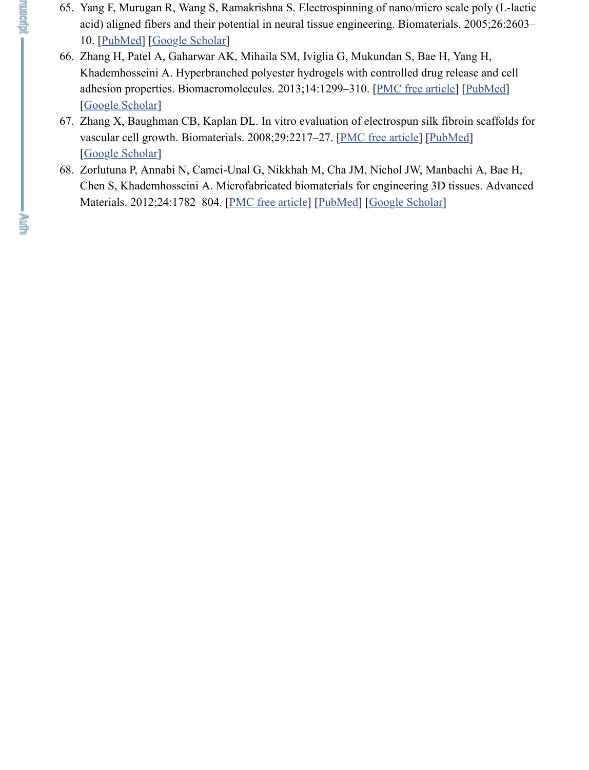65. Yang F, Murugan R, Wang S, Ramakrishna S. Electrospinning of nano/micro scale poly (L-lactic acid) aligned fibers and their potential in neural tissue engineering. Biomaterials. 2005;26:2603–10. [PubMed] [Google Scholar]
66. Zhang H, Patel A, Gaharwar AK, Mihaila SM, Iviglia G, Mukundan S, Bae H, Yang H, Khademhosseini A. Hyperbranched polyester hydrogels with controlled drug release and cell adhesion properties. Biomacromolecules. 2013;14:1299–310. [PMC free article] [PubMed] [Google Scholar]
67. Zhang X, Baughman CB, Kaplan DL. In vitro evaluation of electrospun silk fibroin scaffolds for vascular cell growth. Biomaterials. 2008;29:2217–27. [PMC free article] [PubMed] [Google Scholar]
68. Zorlutuna P, Annabi N, Camci-Unal G, Nikkhah M, Cha JM, Nichol JW, Manbachi A, Bae H, Chen S, Khademhosseini A. Microfabricated biomaterials for engineering 3D tissues. Advanced Materials. 2012;24:1782–804. [PMC free article] [PubMed] [Google Scholar]